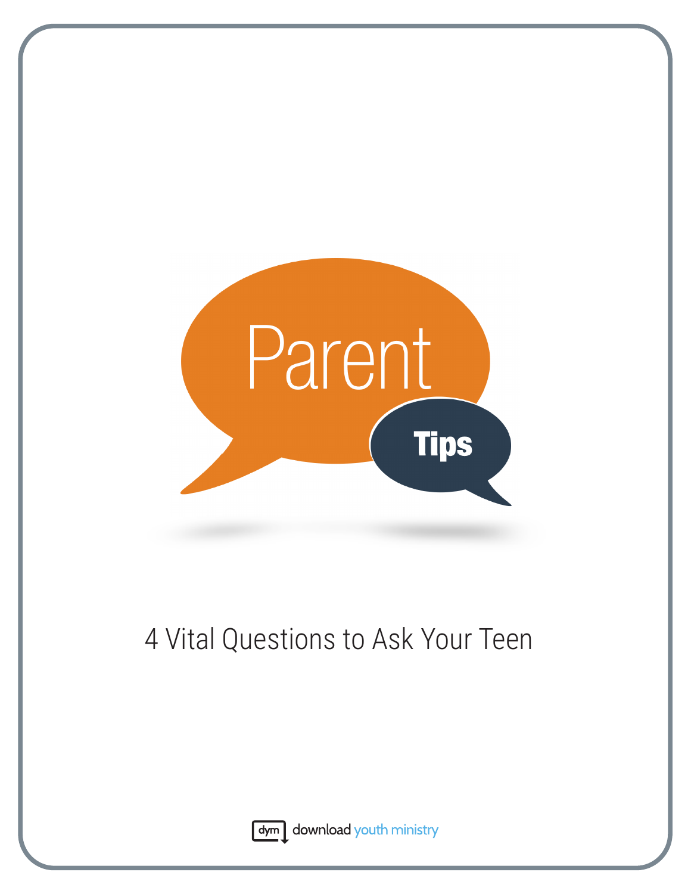# Parent Tips

4 Vital Questions to Ask Your Teen

dym download youth ministry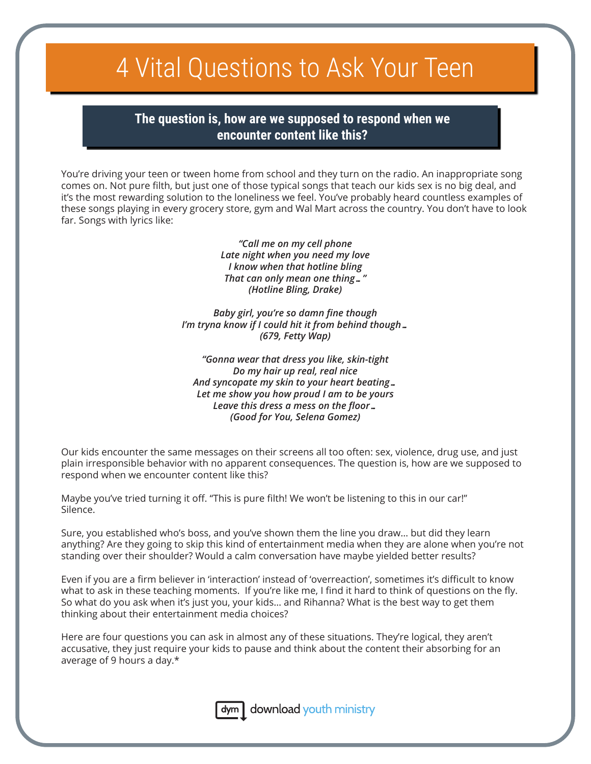# 4 Vital Questions to Ask Your Teen

**The question is, how are we supposed to respond when we encounter content like this?**

You're driving your teen or tween home from school and they turn on the radio. An inappropriate song comes on. Not pure filth, but just one of those typical songs that teach our kids sex is no big deal, and it's the most rewarding solution to the loneliness we feel. You've probably heard countless examples of these songs playing in every grocery store, gym and Wal Mart across the country. You don't have to look far. Songs with lyrics like:

*"Call me on my cell phone*
*Late night when you need my love*
*I know when that hotline bling*
*That can only mean one thing… "*
*(Hotline Bling, Drake)*

*Baby girl, you're so damn fine though*
*I'm tryna know if I could hit it from behind though…*
*(679, Fetty Wap)*

*"Gonna wear that dress you like, skin-tight*
*Do my hair up real, real nice*
*And syncopate my skin to your heart beating…*
*Let me show you how proud I am to be yours*
*Leave this dress a mess on the floor…*
*(Good for You, Selena Gomez)*

Our kids encounter the same messages on their screens all too often: sex, violence, drug use, and just plain irresponsible behavior with no apparent consequences. The question is, how are we supposed to respond when we encounter content like this?

Maybe you've tried turning it off. "This is pure filth! We won't be listening to this in our car!" Silence.

Sure, you established who's boss, and you've shown them the line you draw… but did they learn anything? Are they going to skip this kind of entertainment media when they are alone when you're not standing over their shoulder? Would a calm conversation have maybe yielded better results?

Even if you are a firm believer in 'interaction' instead of 'overreaction', sometimes it's difficult to know what to ask in these teaching moments. If you're like me, I find it hard to think of questions on the fly. So what do you ask when it's just you, your kids… and Rihanna? What is the best way to get them thinking about their entertainment media choices?

Here are four questions you can ask in almost any of these situations. They're logical, they aren't accusative, they just require your kids to pause and think about the content their absorbing for an average of 9 hours a day.*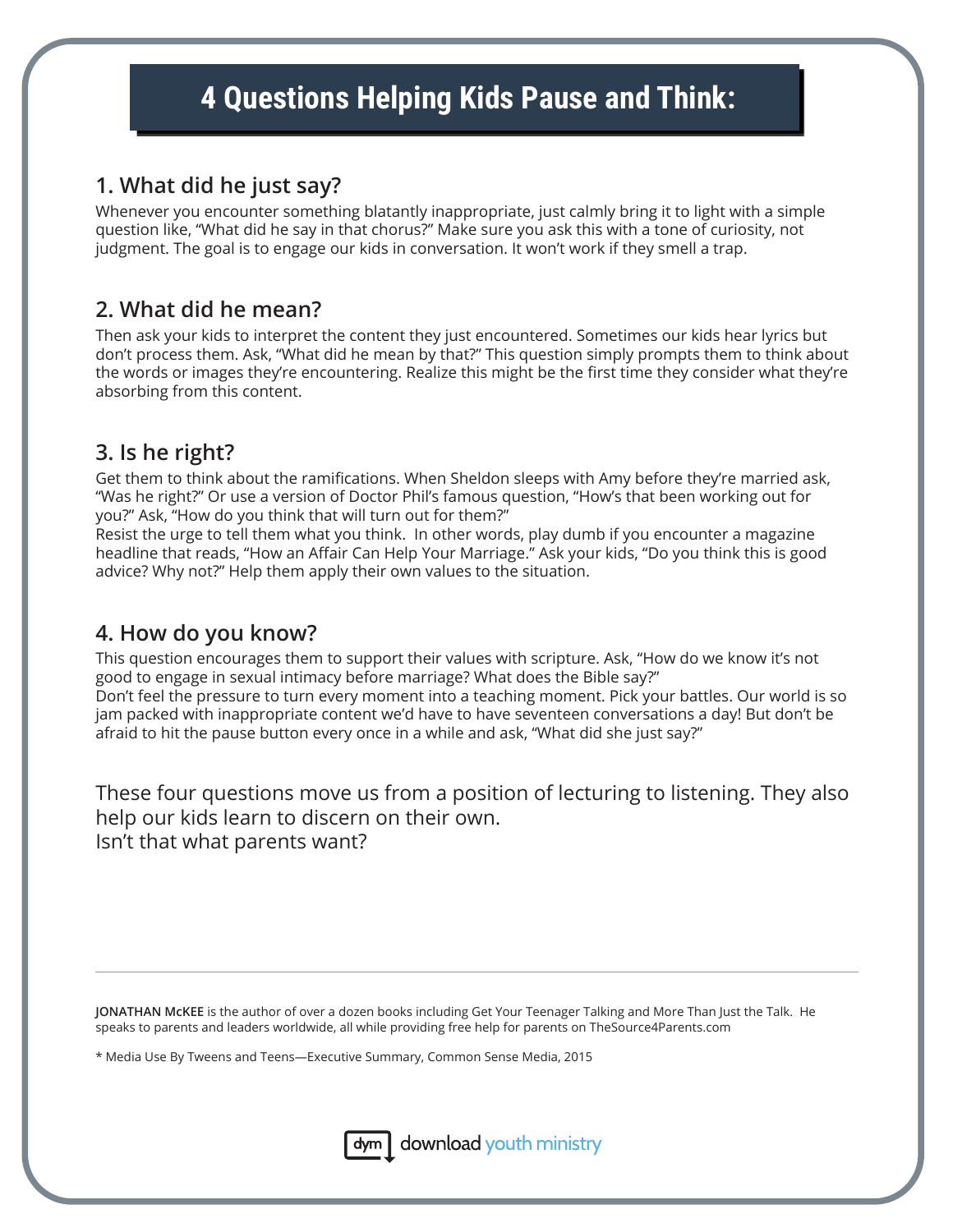# 4 Questions Helping Kids Pause and Think:

## 1. What did he just say?

Whenever you encounter something blatantly inappropriate, just calmly bring it to light with a simple question like, "What did he say in that chorus?" Make sure you ask this with a tone of curiosity, not judgment. The goal is to engage our kids in conversation. It won't work if they smell a trap.

## 2. What did he mean?

Then ask your kids to interpret the content they just encountered. Sometimes our kids hear lyrics but don't process them. Ask, "What did he mean by that?" This question simply prompts them to think about the words or images they're encountering. Realize this might be the first time they consider what they're absorbing from this content.

## 3. Is he right?

Get them to think about the ramifications. When Sheldon sleeps with Amy before they're married ask, "Was he right?" Or use a version of Doctor Phil's famous question, "How's that been working out for you?" Ask, "How do you think that will turn out for them?"

Resist the urge to tell them what you think. In other words, play dumb if you encounter a magazine headline that reads, "How an Affair Can Help Your Marriage." Ask your kids, "Do you think this is good advice? Why not?" Help them apply their own values to the situation.

## 4. How do you know?

This question encourages them to support their values with scripture. Ask, "How do we know it's not good to engage in sexual intimacy before marriage? What does the Bible say?"

Don't feel the pressure to turn every moment into a teaching moment. Pick your battles. Our world is so jam packed with inappropriate content we'd have to have seventeen conversations a day! But don't be afraid to hit the pause button every once in a while and ask, "What did she just say?"

These four questions move us from a position of lecturing to listening. They also help our kids learn to discern on their own.
Isn't that what parents want?

---

**JONATHAN McKEE** is the author of over a dozen books including Get Your Teenager Talking and More Than Just the Talk. He speaks to parents and leaders worldwide, all while providing free help for parents on TheSource4Parents.com

* Media Use By Tweens and Teens—Executive Summary, Common Sense Media, 2015

dym download youth ministry